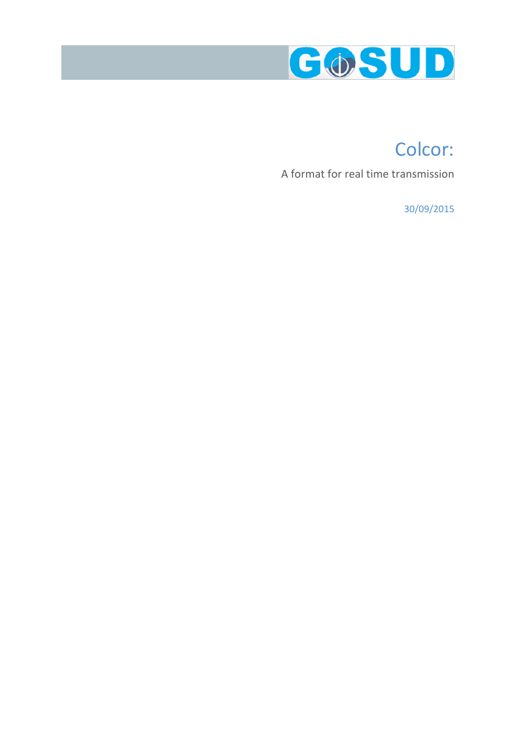GOSUD

# Colcor:

A format for real time transmission

30/09/2015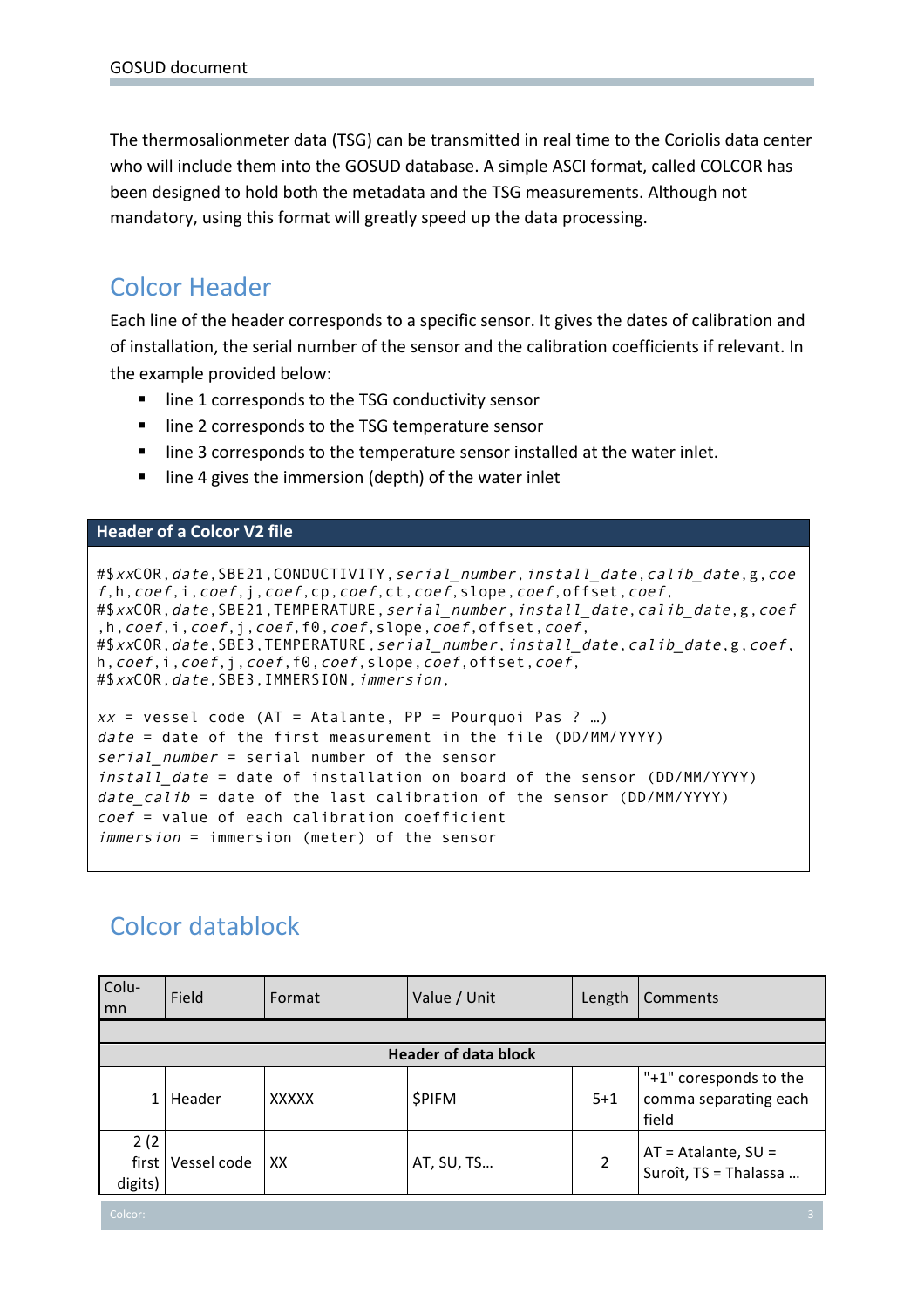The thermosalionmeter data (TSG) can be transmitted in real time to the Coriolis data center who will include them into the GOSUD database. A simple ASCI format, called COLCOR has been designed to hold both the metadata and the TSG measurements. Although not mandatory, using this format will greatly speed up the data processing.

## Colcor Header

Each line of the header corresponds to a specific sensor. It gives the dates of calibration and of installation, the serial number of the sensor and the calibration coefficients if relevant. In the example provided below:

- line 1 corresponds to the TSG conductivity sensor
- line 2 corresponds to the TSG temperature sensor
- line 3 corresponds to the temperature sensor installed at the water inlet.
- line 4 gives the immersion (depth) of the water inlet

**Header of a Colcor V2 file**

```
#$xxCOR,date,SBE21,CONDUCTIVITY,serial_number,install_date,calib_date,g,coef,h,coef,i,coef,j,coef,cp,coef,ct,coef,slope,coef,offset,coef,
#$xxCOR,date,SBE21,TEMPERATURE,serial_number,install_date,calib_date,g,coef,h,coef,i,coef,j,coef,f0,coef,slope,coef,offset,coef,
#$xxCOR,date,SBE3,TEMPERATURE,serial_number,install_date,calib_date,g,coef,h,coef,i,coef,j,coef,f0,coef,slope,coef,offset,coef,
#$xxCOR,date,SBE3,IMMERSION,immersion,

xx = vessel code (AT = Atalante, PP = Pourquoi Pas ? …)
date = date of the first measurement in the file (DD/MM/YYYY)
serial_number = serial number of the sensor
install_date = date of installation on board of the sensor (DD/MM/YYYY)
date_calib = date of the last calibration of the sensor (DD/MM/YYYY)
coef = value of each calibration coefficient
immersion = immersion (meter) of the sensor
```

## Colcor datablock

| Colu-mn | Field | Format | Value / Unit | Length | Comments |
|---|---|---|---|---|---|
| | | | | | |
| | | **Header of data block** | | | |
| 1 | Header | XXXXX | $PIFM | 5+1 | "+1" coresponds to the comma separating each field |
| 2 (2 first digits) | Vessel code | XX | AT, SU, TS… | 2 | AT = Atalante, SU = Suroît, TS = Thalassa … |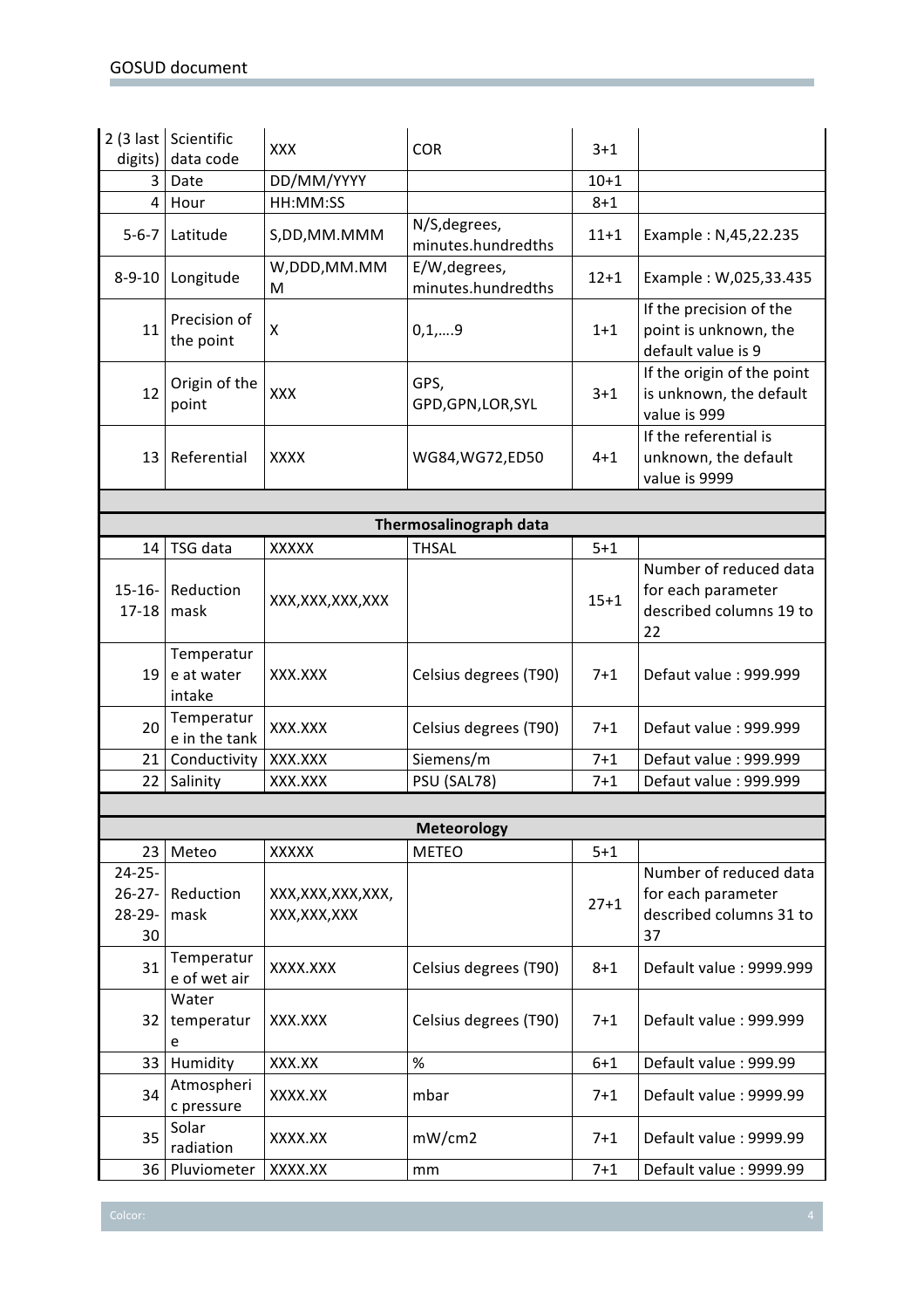| | | | | | |
|---|---|---|---|---|---|
| 2 (3 last digits) | Scientific data code | XXX | COR | 3+1 | |
| 3 | Date | DD/MM/YYYY | | 10+1 | |
| 4 | Hour | HH:MM:SS | | 8+1 | |
| 5-6-7 | Latitude | S,DD,MM.MMM | N/S,degrees, minutes.hundredths | 11+1 | Example : N,45,22.235 |
| 8-9-10 | Longitude | W,DDD,MM.MMM | E/W,degrees, minutes.hundredths | 12+1 | Example : W,025,33.435 |
| 11 | Precision of the point | X | 0,1,….9 | 1+1 | If the precision of the point is unknown, the default value is 9 |
| 12 | Origin of the point | XXX | GPS, GPD,GPN,LOR,SYL | 3+1 | If the origin of the point is unknown, the default value is 999 |
| 13 | Referential | XXXX | WG84,WG72,ED50 | 4+1 | If the referential is unknown, the default value is 9999 |
| | | | | | |
| | | | **Thermosalinograph data** | | |
| 14 | TSG data | XXXXX | THSAL | 5+1 | |
| 15-16-17-18 | Reduction mask | XXX,XXX,XXX,XXX | | 15+1 | Number of reduced data for each parameter described columns 19 to 22 |
| 19 | Temperature at water intake | XXX.XXX | Celsius degrees (T90) | 7+1 | Defaut value : 999.999 |
| 20 | Temperature in the tank | XXX.XXX | Celsius degrees (T90) | 7+1 | Defaut value : 999.999 |
| 21 | Conductivity | XXX.XXX | Siemens/m | 7+1 | Defaut value : 999.999 |
| 22 | Salinity | XXX.XXX | PSU (SAL78) | 7+1 | Defaut value : 999.999 |
| | | | | | |
| | | | **Meteorology** | | |
| 23 | Meteo | XXXXX | METEO | 5+1 | |
| 24-25-26-27-28-29-30 | Reduction mask | XXX,XXX,XXX,XXX, XXX,XXX,XXX | | 27+1 | Number of reduced data for each parameter described columns 31 to 37 |
| 31 | Temperature of wet air | XXXX.XXX | Celsius degrees (T90) | 8+1 | Default value : 9999.999 |
| 32 | Water temperature | XXX.XXX | Celsius degrees (T90) | 7+1 | Default value : 999.999 |
| 33 | Humidity | XXX.XX | % | 6+1 | Default value : 999.99 |
| 34 | Atmospheric pressure | XXXX.XX | mbar | 7+1 | Default value : 9999.99 |
| 35 | Solar radiation | XXXX.XX | mW/cm2 | 7+1 | Default value : 9999.99 |
| 36 | Pluviometer | XXXX.XX | mm | 7+1 | Default value : 9999.99 |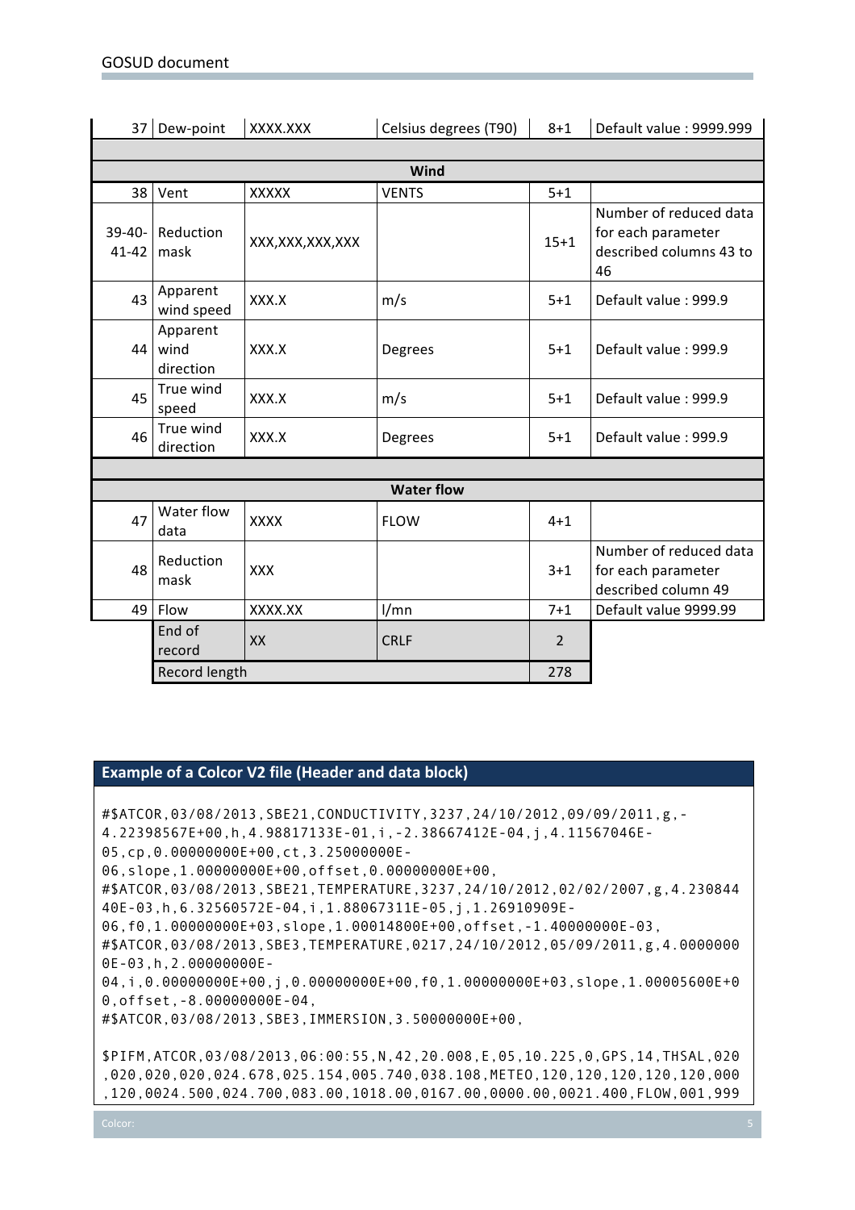| | | | | | |
|---|---|---|---|---|---|
| 37 | Dew-point | XXXX.XXX | Celsius degrees (T90) | 8+1 | Default value : 9999.999 |
| | | | | | |
| **Wind** | | | | | |
| 38 | Vent | XXXXX | VENTS | 5+1 | |
| 39-40-41-42 | Reduction mask | XXX,XXX,XXX,XXX | | 15+1 | Number of reduced data for each parameter described columns 43 to 46 |
| 43 | Apparent wind speed | XXX.X | m/s | 5+1 | Default value : 999.9 |
| 44 | Apparent wind direction | XXX.X | Degrees | 5+1 | Default value : 999.9 |
| 45 | True wind speed | XXX.X | m/s | 5+1 | Default value : 999.9 |
| 46 | True wind direction | XXX.X | Degrees | 5+1 | Default value : 999.9 |
| | | | | | |
| **Water flow** | | | | | |
| 47 | Water flow data | XXXX | FLOW | 4+1 | |
| 48 | Reduction mask | XXX | | 3+1 | Number of reduced data for each parameter described column 49 |
| 49 | Flow | XXXX.XX | l/mn | 7+1 | Default value 9999.99 |
| | End of record | XX | CRLF | 2 | |
| | Record length | | | 278 | |

## Example of a Colcor V2 file (Header and data block)

```
#$ATCOR,03/08/2013,SBE21,CONDUCTIVITY,3237,24/10/2012,09/09/2011,g,-
4.22398567E+00,h,4.98817133E-01,i,-2.38667412E-04,j,4.11567046E-
05,cp,0.00000000E+00,ct,3.25000000E-
06,slope,1.00000000E+00,offset,0.00000000E+00,
#$ATCOR,03/08/2013,SBE21,TEMPERATURE,3237,24/10/2012,02/02/2007,g,4.230844
40E-03,h,6.32560572E-04,i,1.88067311E-05,j,1.26910909E-
06,f0,1.00000000E+03,slope,1.00014800E+00,offset,-1.40000000E-03,
#$ATCOR,03/08/2013,SBE3,TEMPERATURE,0217,24/10/2012,05/09/2011,g,4.0000000
0E-03,h,2.00000000E-
04,i,0.00000000E+00,j,0.00000000E+00,f0,1.00000000E+03,slope,1.00005600E+0
0,offset,-8.00000000E-04,
#$ATCOR,03/08/2013,SBE3,IMMERSION,3.50000000E+00,

$PIFM,ATCOR,03/08/2013,06:00:55,N,42,20.008,E,05,10.225,0,GPS,14,THSAL,020
,020,020,020,024.678,025.154,005.740,038.108,METEO,120,120,120,120,120,000
,120,0024.500,024.700,083.00,1018.00,0167.00,0000.00,0021.400,FLOW,001,999
```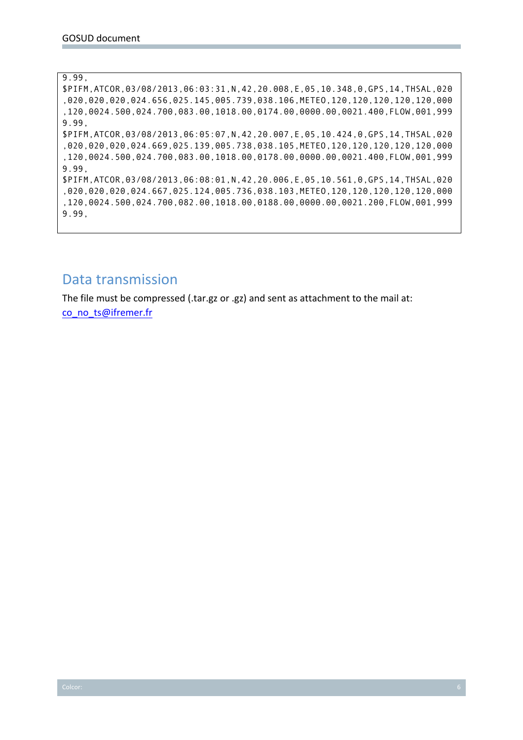```
9.99,
$PIFM,ATCOR,03/08/2013,06:03:31,N,42,20.008,E,05,10.348,0,GPS,14,THSAL,020
,020,020,020,024.656,025.145,005.739,038.106,METEO,120,120,120,120,120,000
,120,0024.500,024.700,083.00,1018.00,0174.00,0000.00,0021.400,FLOW,001,999
9.99,
$PIFM,ATCOR,03/08/2013,06:05:07,N,42,20.007,E,05,10.424,0,GPS,14,THSAL,020
,020,020,020,024.669,025.139,005.738,038.105,METEO,120,120,120,120,120,000
,120,0024.500,024.700,083.00,1018.00,0178.00,0000.00,0021.400,FLOW,001,999
9.99,
$PIFM,ATCOR,03/08/2013,06:08:01,N,42,20.006,E,05,10.561,0,GPS,14,THSAL,020
,020,020,020,024.667,025.124,005.736,038.103,METEO,120,120,120,120,120,000
,120,0024.500,024.700,082.00,1018.00,0188.00,0000.00,0021.200,FLOW,001,999
9.99,
```

## Data transmission

The file must be compressed (.tar.gz or .gz) and sent as attachment to the mail at: co_no_ts@ifremer.fr